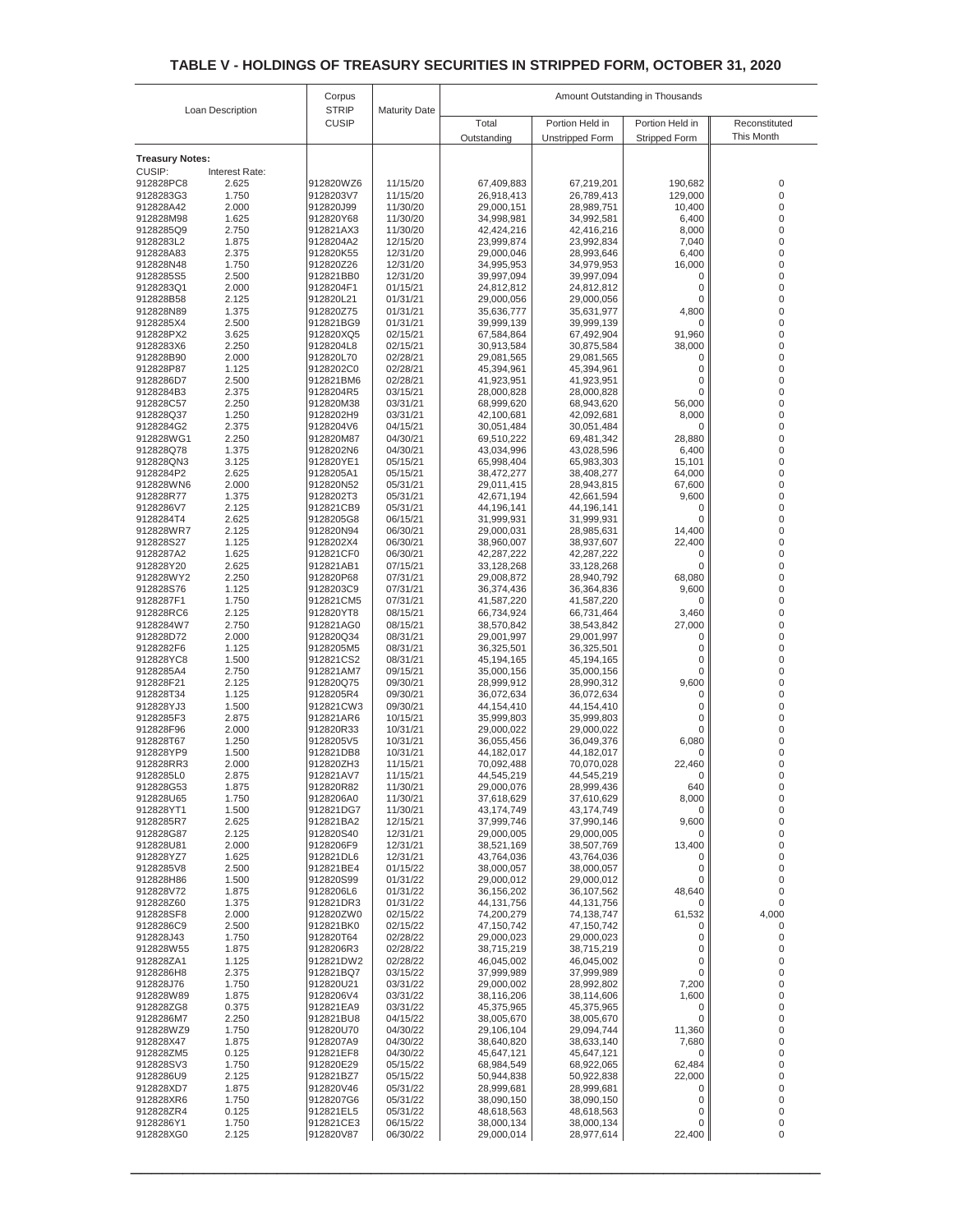# TABLE V - HOLDINGS OF TREASURY SECURITIES IN STRIPPED FORM, OCTOBER 31, 2020

| Loan Description | | Corpus STRIP CUSIP | Maturity Date | Amount Outstanding in Thousands | | | |
|---|---|---|---|---|---|---|---|
| | | | | Total Outstanding | Portion Held in Unstripped Form | Portion Held in Stripped Form | Reconstituted This Month |
| **Treasury Notes:** | | | | | | | |
| CUSIP: | Interest Rate: | | | | | | |
| 912828PC8 | 2.625 | 912820WZ6 | 11/15/20 | 67,409,883 | 67,219,201 | 190,682 | 0 |
| 9128283G3 | 1.750 | 9128203V7 | 11/15/20 | 26,918,413 | 26,789,413 | 129,000 | 0 |
| 912828A42 | 2.000 | 912820J99 | 11/30/20 | 29,000,151 | 28,989,751 | 10,400 | 0 |
| 912828M98 | 1.625 | 912820Y68 | 11/30/20 | 34,998,981 | 34,992,581 | 6,400 | 0 |
| 9128285Q9 | 2.750 | 912821AX3 | 11/30/20 | 42,424,216 | 42,416,216 | 8,000 | 0 |
| 9128283L2 | 1.875 | 9128204A2 | 12/15/20 | 23,999,874 | 23,992,834 | 7,040 | 0 |
| 912828A83 | 2.375 | 912820K55 | 12/31/20 | 29,000,046 | 28,993,646 | 6,400 | 0 |
| 912828N48 | 1.750 | 912820Z26 | 12/31/20 | 34,995,953 | 34,979,953 | 16,000 | 0 |
| 9128285S5 | 2.500 | 912821BB0 | 12/31/20 | 39,997,094 | 39,997,094 | 0 | 0 |
| 9128283Q1 | 2.000 | 9128204F1 | 01/15/21 | 24,812,812 | 24,812,812 | 0 | 0 |
| 912828B58 | 2.125 | 912820L21 | 01/31/21 | 29,000,056 | 29,000,056 | 0 | 0 |
| 912828N89 | 1.375 | 912820Z75 | 01/31/21 | 35,636,777 | 35,631,977 | 4,800 | 0 |
| 9128285X4 | 2.500 | 912821BG9 | 01/31/21 | 39,999,139 | 39,999,139 | 0 | 0 |
| 912828PX2 | 3.625 | 912820XQ5 | 02/15/21 | 67,584,864 | 67,492,904 | 91,960 | 0 |
| 9128283X6 | 2.250 | 9128204L8 | 02/15/21 | 30,913,584 | 30,875,584 | 38,000 | 0 |
| 912828B90 | 2.000 | 912820L70 | 02/28/21 | 29,081,565 | 29,081,565 | 0 | 0 |
| 912828P87 | 1.125 | 9128202C0 | 02/28/21 | 45,394,961 | 45,394,961 | 0 | 0 |
| 9128286D7 | 2.500 | 912821BM6 | 02/28/21 | 41,923,951 | 41,923,951 | 0 | 0 |
| 9128284B3 | 2.375 | 9128204R5 | 03/15/21 | 28,000,828 | 28,000,828 | 0 | 0 |
| 912828C57 | 2.250 | 912820M38 | 03/31/21 | 68,999,620 | 68,943,620 | 56,000 | 0 |
| 912828Q37 | 1.250 | 9128202H9 | 03/31/21 | 42,100,681 | 42,092,681 | 8,000 | 0 |
| 9128284G2 | 2.375 | 9128204V6 | 04/15/21 | 30,051,484 | 30,051,484 | 0 | 0 |
| 912828WG1 | 2.250 | 912820M87 | 04/30/21 | 69,510,222 | 69,481,342 | 28,880 | 0 |
| 912828Q78 | 1.375 | 9128202N6 | 04/30/21 | 43,034,996 | 43,028,596 | 6,400 | 0 |
| 912828QN3 | 3.125 | 912820YE1 | 05/15/21 | 65,998,404 | 65,983,303 | 15,101 | 0 |
| 9128284P2 | 2.625 | 9128205A1 | 05/15/21 | 38,472,277 | 38,408,277 | 64,000 | 0 |
| 912828WN6 | 2.000 | 912820N52 | 05/31/21 | 29,011,415 | 28,943,815 | 67,600 | 0 |
| 912828R77 | 1.375 | 9128202T3 | 05/31/21 | 42,671,194 | 42,661,594 | 9,600 | 0 |
| 9128286V7 | 2.125 | 912821CB9 | 05/31/21 | 44,196,141 | 44,196,141 | 0 | 0 |
| 9128284T4 | 2.625 | 9128205G8 | 06/15/21 | 31,999,931 | 31,999,931 | 0 | 0 |
| 912828WR7 | 2.125 | 912820N94 | 06/30/21 | 29,000,031 | 28,985,631 | 14,400 | 0 |
| 912828S27 | 1.125 | 9128202X4 | 06/30/21 | 38,960,007 | 38,937,607 | 22,400 | 0 |
| 9128287A2 | 1.625 | 912821CF0 | 06/30/21 | 42,287,222 | 42,287,222 | 0 | 0 |
| 912828Y20 | 2.625 | 912821AB1 | 07/15/21 | 33,128,268 | 33,128,268 | 0 | 0 |
| 912828WY2 | 2.250 | 912820P68 | 07/31/21 | 29,008,872 | 28,940,792 | 68,080 | 0 |
| 912828S76 | 1.125 | 9128203C9 | 07/31/21 | 36,374,436 | 36,364,836 | 9,600 | 0 |
| 9128287F1 | 1.750 | 912821CM5 | 07/31/21 | 41,587,220 | 41,587,220 | 0 | 0 |
| 912828RC6 | 2.125 | 912820YT8 | 08/15/21 | 66,734,924 | 66,731,464 | 3,460 | 0 |
| 9128284W7 | 2.750 | 912821AG0 | 08/15/21 | 38,570,842 | 38,543,842 | 27,000 | 0 |
| 912828D72 | 2.000 | 912820Q34 | 08/31/21 | 29,001,997 | 29,001,997 | 0 | 0 |
| 9128282F6 | 1.125 | 9128205M5 | 08/31/21 | 36,325,501 | 36,325,501 | 0 | 0 |
| 912828YC8 | 1.500 | 912821CS2 | 08/31/21 | 45,194,165 | 45,194,165 | 0 | 0 |
| 9128285A4 | 2.750 | 912821AM7 | 09/15/21 | 35,000,156 | 35,000,156 | 0 | 0 |
| 912828F21 | 2.125 | 912820Q75 | 09/30/21 | 28,999,912 | 28,990,312 | 9,600 | 0 |
| 912828T34 | 1.125 | 9128205R4 | 09/30/21 | 36,072,634 | 36,072,634 | 0 | 0 |
| 912828YJ3 | 1.500 | 912821CW3 | 09/30/21 | 44,154,410 | 44,154,410 | 0 | 0 |
| 9128285F3 | 2.875 | 912821AR6 | 10/15/21 | 35,999,803 | 35,999,803 | 0 | 0 |
| 912828F96 | 2.000 | 912820R33 | 10/31/21 | 29,000,022 | 29,000,022 | 0 | 0 |
| 912828T67 | 1.250 | 9128205V5 | 10/31/21 | 36,055,456 | 36,049,376 | 6,080 | 0 |
| 912828YP9 | 1.500 | 912821DB8 | 10/31/21 | 44,182,017 | 44,182,017 | 0 | 0 |
| 912828RR3 | 2.000 | 912820ZH3 | 11/15/21 | 70,092,488 | 70,070,028 | 22,460 | 0 |
| 9128285L0 | 2.875 | 912821AV7 | 11/15/21 | 44,545,219 | 44,545,219 | 0 | 0 |
| 912828G53 | 1.875 | 912820R82 | 11/30/21 | 29,000,076 | 28,999,436 | 640 | 0 |
| 912828U65 | 1.750 | 9128206A0 | 11/30/21 | 37,618,629 | 37,610,629 | 8,000 | 0 |
| 912828YT1 | 1.500 | 912821DG7 | 11/30/21 | 43,174,749 | 43,174,749 | 0 | 0 |
| 9128285R7 | 2.625 | 912821BA2 | 12/15/21 | 37,999,746 | 37,990,146 | 9,600 | 0 |
| 912828G87 | 2.125 | 912820S40 | 12/31/21 | 29,000,005 | 29,000,005 | 0 | 0 |
| 912828U81 | 2.000 | 9128206F9 | 12/31/21 | 38,521,169 | 38,507,769 | 13,400 | 0 |
| 912828YZ7 | 1.625 | 912821DL6 | 12/31/21 | 43,764,036 | 43,764,036 | 0 | 0 |
| 9128285V8 | 2.500 | 912821BE4 | 01/15/22 | 38,000,057 | 38,000,057 | 0 | 0 |
| 912828H86 | 1.500 | 912820S99 | 01/31/22 | 29,000,012 | 29,000,012 | 0 | 0 |
| 912828V72 | 1.875 | 9128206L6 | 01/31/22 | 36,156,202 | 36,107,562 | 48,640 | 0 |
| 912828Z60 | 1.375 | 912821DR3 | 01/31/22 | 44,131,756 | 44,131,756 | 0 | 0 |
| 912828SF8 | 2.000 | 912820ZW0 | 02/15/22 | 74,200,279 | 74,138,747 | 61,532 | 4,000 |
| 9128286C9 | 2.500 | 912821BK0 | 02/15/22 | 47,150,742 | 47,150,742 | 0 | 0 |
| 912828J43 | 1.750 | 912820T64 | 02/28/22 | 29,000,023 | 29,000,023 | 0 | 0 |
| 912828W55 | 1.875 | 9128206R3 | 02/28/22 | 38,715,219 | 38,715,219 | 0 | 0 |
| 912828ZA1 | 1.125 | 912821DW2 | 02/28/22 | 46,045,002 | 46,045,002 | 0 | 0 |
| 9128286H8 | 2.375 | 912821BQ7 | 03/15/22 | 37,999,989 | 37,999,989 | 0 | 0 |
| 912828J76 | 1.750 | 912820U21 | 03/31/22 | 29,000,002 | 28,992,802 | 7,200 | 0 |
| 912828W89 | 1.875 | 9128206V4 | 03/31/22 | 38,116,206 | 38,114,606 | 1,600 | 0 |
| 912828ZG8 | 0.375 | 912821EA9 | 03/31/22 | 45,375,965 | 45,375,965 | 0 | 0 |
| 9128286M7 | 2.250 | 912821BU8 | 04/15/22 | 38,005,670 | 38,005,670 | 0 | 0 |
| 912828WZ9 | 1.750 | 912820U70 | 04/30/22 | 29,106,104 | 29,094,744 | 11,360 | 0 |
| 912828X47 | 1.875 | 9128207A9 | 04/30/22 | 38,640,820 | 38,633,140 | 7,680 | 0 |
| 912828ZM5 | 0.125 | 912821EF8 | 04/30/22 | 45,647,121 | 45,647,121 | 0 | 0 |
| 912828SV3 | 1.750 | 912820E29 | 05/15/22 | 68,984,549 | 68,922,065 | 62,484 | 0 |
| 9128286U9 | 2.125 | 912821BZ7 | 05/15/22 | 50,944,838 | 50,922,838 | 22,000 | 0 |
| 912828XD7 | 1.875 | 912820V46 | 05/31/22 | 28,999,681 | 28,999,681 | 0 | 0 |
| 912828XR6 | 1.750 | 9128207G6 | 05/31/22 | 38,090,150 | 38,090,150 | 0 | 0 |
| 912828ZR4 | 0.125 | 912821EL5 | 05/31/22 | 48,618,563 | 48,618,563 | 0 | 0 |
| 9128286Y1 | 1.750 | 912821CE3 | 06/15/22 | 38,000,134 | 38,000,134 | 0 | 0 |
| 912828XG0 | 2.125 | 912820V87 | 06/30/22 | 29,000,014 | 28,977,614 | 22,400 | 0 |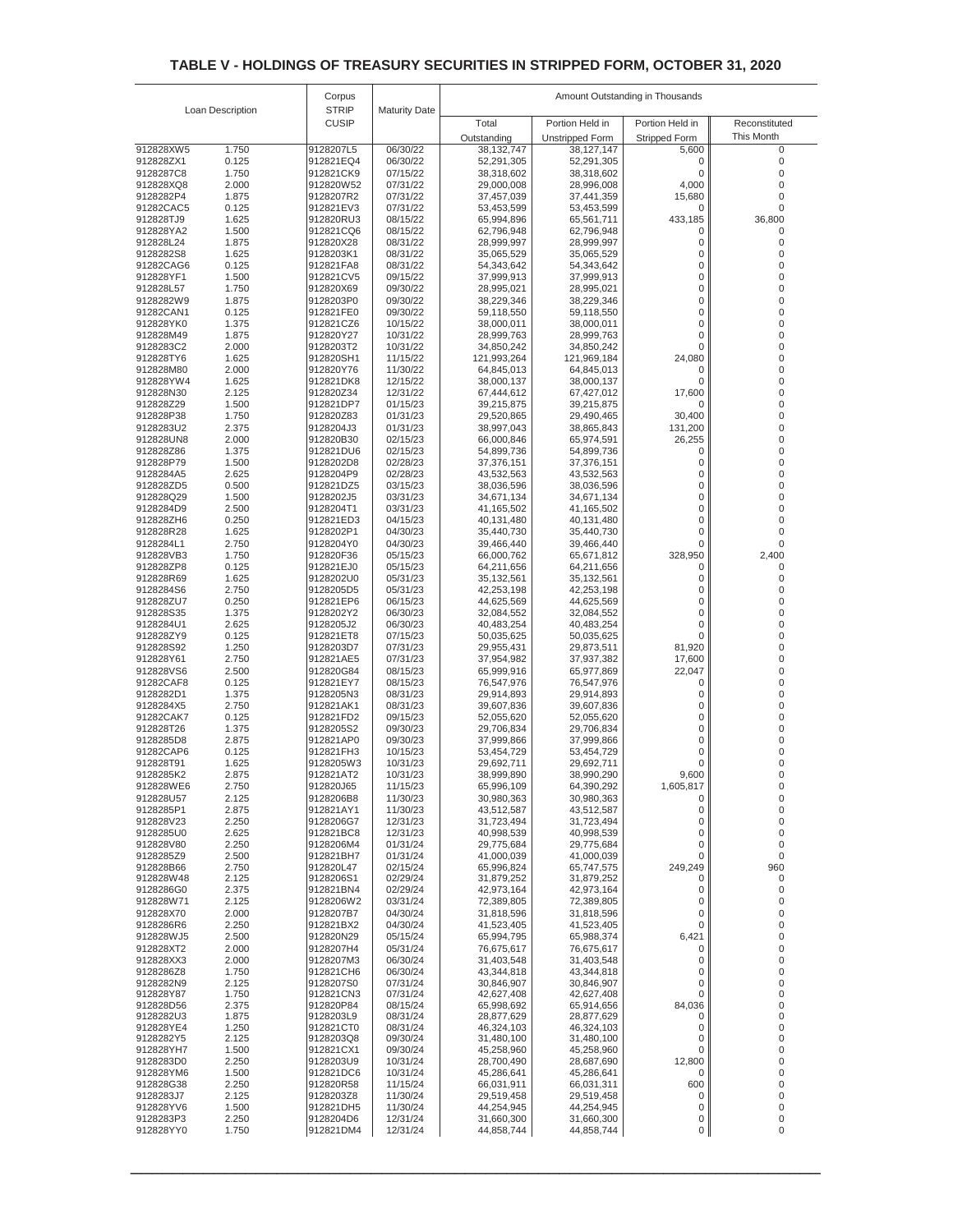# TABLE V - HOLDINGS OF TREASURY SECURITIES IN STRIPPED FORM, OCTOBER 31, 2020

| Loan Description | | Corpus STRIP CUSIP | Maturity Date | Amount Outstanding in Thousands | | | |
|---|---|---|---|---|---|---|---|
| | | | | Total Outstanding | Portion Held in Unstripped Form | Portion Held in Stripped Form | Reconstituted This Month |
| 912828XW5 | 1.750 | 9128207L5 | 06/30/22 | 38,132,747 | 38,127,147 | 5,600 | 0 |
| 912828ZX1 | 0.125 | 912821EQ4 | 06/30/22 | 52,291,305 | 52,291,305 | 0 | 0 |
| 9128287C8 | 1.750 | 912821CK9 | 07/15/22 | 38,318,602 | 38,318,602 | 0 | 0 |
| 912828XQ8 | 2.000 | 912820W52 | 07/31/22 | 29,000,008 | 28,996,008 | 4,000 | 0 |
| 9128282P4 | 1.875 | 9128207R2 | 07/31/22 | 37,457,039 | 37,441,359 | 15,680 | 0 |
| 91282CAC5 | 0.125 | 912821EV3 | 07/31/22 | 53,453,599 | 53,453,599 | 0 | 0 |
| 912828TJ9 | 1.625 | 912820RU3 | 08/15/22 | 65,994,896 | 65,561,711 | 433,185 | 36,800 |
| 912828YA2 | 1.500 | 912821CQ6 | 08/15/22 | 62,796,948 | 62,796,948 | 0 | 0 |
| 912828L24 | 1.875 | 912820X28 | 08/31/22 | 28,999,997 | 28,999,997 | 0 | 0 |
| 9128282S8 | 1.625 | 9128203K1 | 08/31/22 | 35,065,529 | 35,065,529 | 0 | 0 |
| 91282CAG6 | 0.125 | 912821FA8 | 08/31/22 | 54,343,642 | 54,343,642 | 0 | 0 |
| 912828YF1 | 1.500 | 912821CV5 | 09/15/22 | 37,999,913 | 37,999,913 | 0 | 0 |
| 912828L57 | 1.750 | 912820X69 | 09/30/22 | 28,995,021 | 28,995,021 | 0 | 0 |
| 9128282W9 | 1.875 | 9128203P0 | 09/30/22 | 38,229,346 | 38,229,346 | 0 | 0 |
| 91282CAN1 | 0.125 | 912821FE0 | 09/30/22 | 59,118,550 | 59,118,550 | 0 | 0 |
| 912828YK0 | 1.375 | 912821CZ6 | 10/15/22 | 38,000,011 | 38,000,011 | 0 | 0 |
| 912828M49 | 1.875 | 912820Y27 | 10/31/22 | 28,999,763 | 28,999,763 | 0 | 0 |
| 9128283C2 | 2.000 | 9128203T2 | 10/31/22 | 34,850,242 | 34,850,242 | 0 | 0 |
| 912828TY6 | 1.625 | 912820SH1 | 11/15/22 | 121,993,264 | 121,969,184 | 24,080 | 0 |
| 912828M80 | 2.000 | 912820Y76 | 11/30/22 | 64,845,013 | 64,845,013 | 0 | 0 |
| 912828YW4 | 1.625 | 912821DK8 | 12/15/22 | 38,000,137 | 38,000,137 | 0 | 0 |
| 912828N30 | 2.125 | 912820Z34 | 12/31/22 | 67,444,612 | 67,427,012 | 17,600 | 0 |
| 912828Z29 | 1.500 | 912821DP7 | 01/15/23 | 39,215,875 | 39,215,875 | 0 | 0 |
| 912828P38 | 1.750 | 912820Z83 | 01/31/23 | 29,520,865 | 29,490,465 | 30,400 | 0 |
| 9128283U2 | 2.375 | 9128204J3 | 01/31/23 | 38,997,043 | 38,865,843 | 131,200 | 0 |
| 912828UN8 | 2.000 | 912820B30 | 02/15/23 | 66,000,846 | 65,974,591 | 26,255 | 0 |
| 912828Z86 | 1.375 | 912821DU6 | 02/15/23 | 54,899,736 | 54,899,736 | 0 | 0 |
| 912828P79 | 1.500 | 9128202D8 | 02/28/23 | 37,376,151 | 37,376,151 | 0 | 0 |
| 9128284A5 | 2.625 | 9128204P9 | 02/28/23 | 43,532,563 | 43,532,563 | 0 | 0 |
| 912828ZD5 | 0.500 | 912821DZ5 | 03/15/23 | 38,036,596 | 38,036,596 | 0 | 0 |
| 912828Q29 | 1.500 | 9128202J5 | 03/31/23 | 34,671,134 | 34,671,134 | 0 | 0 |
| 9128284D9 | 2.500 | 9128204T1 | 03/31/23 | 41,165,502 | 41,165,502 | 0 | 0 |
| 912828ZH6 | 0.250 | 912821ED3 | 04/15/23 | 40,131,480 | 40,131,480 | 0 | 0 |
| 912828R28 | 1.625 | 9128202P1 | 04/30/23 | 35,440,730 | 35,440,730 | 0 | 0 |
| 9128284L1 | 2.750 | 9128204Y0 | 04/30/23 | 39,466,440 | 39,466,440 | 0 | 0 |
| 912828VB3 | 1.750 | 912820F36 | 05/15/23 | 66,000,762 | 65,671,812 | 328,950 | 2,400 |
| 912828ZP8 | 0.125 | 912821EJ0 | 05/15/23 | 64,211,656 | 64,211,656 | 0 | 0 |
| 912828R69 | 1.625 | 9128202U0 | 05/31/23 | 35,132,561 | 35,132,561 | 0 | 0 |
| 9128284S6 | 2.750 | 9128205D5 | 05/31/23 | 42,253,198 | 42,253,198 | 0 | 0 |
| 912828ZU7 | 0.250 | 912821EP6 | 06/15/23 | 44,625,569 | 44,625,569 | 0 | 0 |
| 912828S35 | 1.375 | 9128202Y2 | 06/30/23 | 32,084,552 | 32,084,552 | 0 | 0 |
| 9128284U1 | 2.625 | 9128205J2 | 06/30/23 | 40,483,254 | 40,483,254 | 0 | 0 |
| 912828ZY9 | 0.125 | 912821ET8 | 07/15/23 | 50,035,625 | 50,035,625 | 0 | 0 |
| 912828S92 | 1.250 | 9128203D7 | 07/31/23 | 29,955,431 | 29,873,511 | 81,920 | 0 |
| 912828Y61 | 2.750 | 912821AE5 | 07/31/23 | 37,954,982 | 37,937,382 | 17,600 | 0 |
| 912828VS6 | 2.500 | 912820G84 | 08/15/23 | 65,999,916 | 65,977,869 | 22,047 | 0 |
| 91282CAF8 | 0.125 | 912821EY7 | 08/15/23 | 76,547,976 | 76,547,976 | 0 | 0 |
| 9128282D1 | 1.375 | 9128205N3 | 08/31/23 | 29,914,893 | 29,914,893 | 0 | 0 |
| 9128284X5 | 2.750 | 912821AK1 | 08/31/23 | 39,607,836 | 39,607,836 | 0 | 0 |
| 91282CAK7 | 0.125 | 912821FD2 | 09/15/23 | 52,055,620 | 52,055,620 | 0 | 0 |
| 912828T26 | 1.375 | 9128205S2 | 09/30/23 | 29,706,834 | 29,706,834 | 0 | 0 |
| 9128285D8 | 2.875 | 912821AP0 | 09/30/23 | 37,999,866 | 37,999,866 | 0 | 0 |
| 91282CAP6 | 0.125 | 912821FH3 | 10/15/23 | 53,454,729 | 53,454,729 | 0 | 0 |
| 912828T91 | 1.625 | 9128205W3 | 10/31/23 | 29,692,711 | 29,692,711 | 0 | 0 |
| 9128285K2 | 2.875 | 912821AT2 | 10/31/23 | 38,999,890 | 38,990,290 | 9,600 | 0 |
| 912828WE6 | 2.750 | 912820J65 | 11/15/23 | 65,996,109 | 64,390,292 | 1,605,817 | 0 |
| 912828U57 | 2.125 | 9128206B8 | 11/30/23 | 30,980,363 | 30,980,363 | 0 | 0 |
| 9128285P1 | 2.875 | 912821AY1 | 11/30/23 | 43,512,587 | 43,512,587 | 0 | 0 |
| 912828V23 | 2.250 | 9128206G7 | 12/31/23 | 31,723,494 | 31,723,494 | 0 | 0 |
| 9128285U0 | 2.625 | 912821BC8 | 12/31/23 | 40,998,539 | 40,998,539 | 0 | 0 |
| 912828V80 | 2.250 | 9128206M4 | 01/31/24 | 29,775,684 | 29,775,684 | 0 | 0 |
| 9128285Z9 | 2.500 | 912821BH7 | 01/31/24 | 41,000,039 | 41,000,039 | 0 | 0 |
| 912828B66 | 2.750 | 912820L47 | 02/15/24 | 65,996,824 | 65,747,575 | 249,249 | 960 |
| 912828W48 | 2.125 | 9128206S1 | 02/29/24 | 31,879,252 | 31,879,252 | 0 | 0 |
| 9128286G0 | 2.375 | 912821BN4 | 02/29/24 | 42,973,164 | 42,973,164 | 0 | 0 |
| 912828W71 | 2.125 | 9128206W2 | 03/31/24 | 72,389,805 | 72,389,805 | 0 | 0 |
| 912828X70 | 2.000 | 9128207B7 | 04/30/24 | 31,818,596 | 31,818,596 | 0 | 0 |
| 9128286R6 | 2.250 | 912821BX2 | 04/30/24 | 41,523,405 | 41,523,405 | 0 | 0 |
| 912828WJ5 | 2.500 | 912820N29 | 05/15/24 | 65,994,795 | 65,988,374 | 6,421 | 0 |
| 912828XT2 | 2.000 | 9128207H4 | 05/31/24 | 76,675,617 | 76,675,617 | 0 | 0 |
| 912828XX3 | 2.000 | 9128207M3 | 06/30/24 | 31,403,548 | 31,403,548 | 0 | 0 |
| 9128286Z8 | 1.750 | 912821CH6 | 06/30/24 | 43,344,818 | 43,344,818 | 0 | 0 |
| 9128282N9 | 2.125 | 9128207S0 | 07/31/24 | 30,846,907 | 30,846,907 | 0 | 0 |
| 912828Y87 | 1.750 | 912821CN3 | 07/31/24 | 42,627,408 | 42,627,408 | 0 | 0 |
| 912828D56 | 2.375 | 912820P84 | 08/15/24 | 65,998,692 | 65,914,656 | 84,036 | 0 |
| 9128282U3 | 1.875 | 9128203L9 | 08/31/24 | 28,877,629 | 28,877,629 | 0 | 0 |
| 912828YE4 | 1.250 | 912821CT0 | 08/31/24 | 46,324,103 | 46,324,103 | 0 | 0 |
| 9128282Y5 | 2.125 | 9128203Q8 | 09/30/24 | 31,480,100 | 31,480,100 | 0 | 0 |
| 912828YH7 | 1.500 | 912821CX1 | 09/30/24 | 45,258,960 | 45,258,960 | 0 | 0 |
| 9128283D0 | 2.250 | 9128203U9 | 10/31/24 | 28,700,490 | 28,687,690 | 12,800 | 0 |
| 912828YM6 | 1.500 | 912821DC6 | 10/31/24 | 45,286,641 | 45,286,641 | 0 | 0 |
| 912828G38 | 2.250 | 912820R58 | 11/15/24 | 66,031,911 | 66,031,311 | 600 | 0 |
| 9128283J7 | 2.125 | 9128203Z8 | 11/30/24 | 29,519,458 | 29,519,458 | 0 | 0 |
| 912828YV6 | 1.500 | 912821DH5 | 11/30/24 | 44,254,945 | 44,254,945 | 0 | 0 |
| 9128283P3 | 2.250 | 9128204D6 | 12/31/24 | 31,660,300 | 31,660,300 | 0 | 0 |
| 912828YY0 | 1.750 | 912821DM4 | 12/31/24 | 44,858,744 | 44,858,744 | 0 | 0 |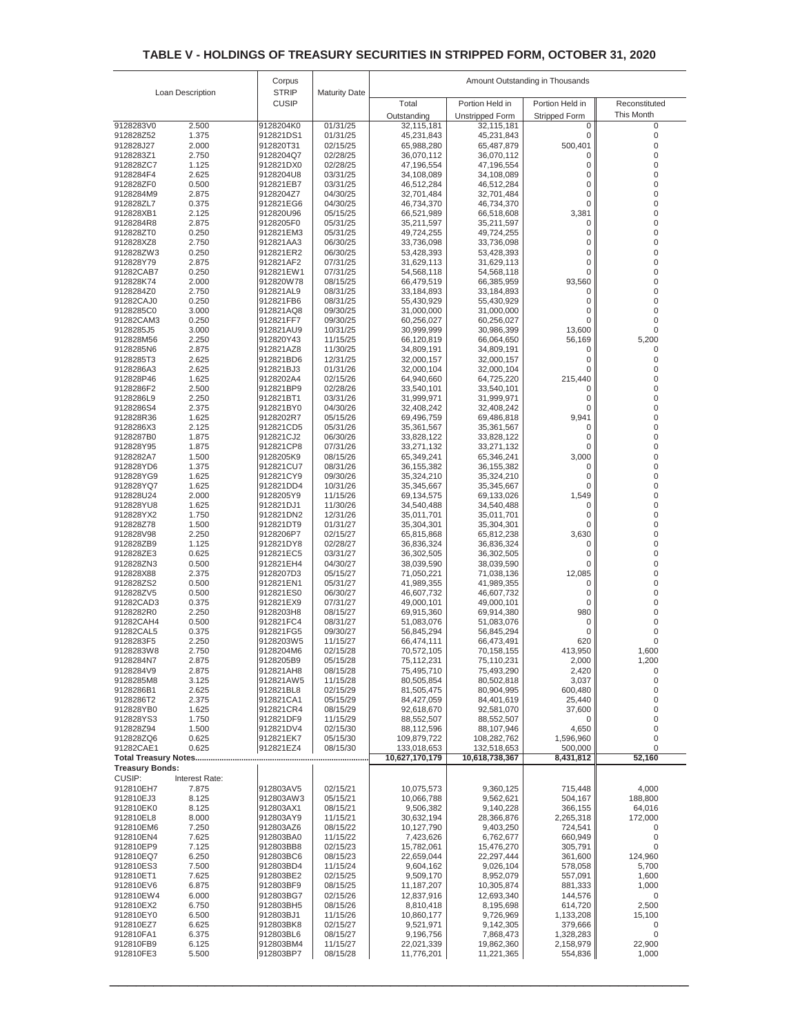# TABLE V - HOLDINGS OF TREASURY SECURITIES IN STRIPPED FORM, OCTOBER 31, 2020

| Loan Description | | Corpus STRIP CUSIP | Maturity Date | Amount Outstanding in Thousands | | | |
|---|---|---|---|---|---|---|---|
| | | | | Total Outstanding | Portion Held in Unstripped Form | Portion Held in Stripped Form | Reconstituted This Month |
| 9128283V0 | 2.500 | 9128204K0 | 01/31/25 | 32,115,181 | 32,115,181 | 0 | 0 |
| 912828Z52 | 1.375 | 912821DS1 | 01/31/25 | 45,231,843 | 45,231,843 | 0 | 0 |
| 912828J27 | 2.000 | 912820T31 | 02/15/25 | 65,988,280 | 65,487,879 | 500,401 | 0 |
| 9128283Z1 | 2.750 | 9128204Q7 | 02/28/25 | 36,070,112 | 36,070,112 | 0 | 0 |
| 912828ZC7 | 1.125 | 912821DX0 | 02/28/25 | 47,196,554 | 47,196,554 | 0 | 0 |
| 9128284F4 | 2.625 | 9128204U8 | 03/31/25 | 34,108,089 | 34,108,089 | 0 | 0 |
| 912828ZF0 | 0.500 | 912821EB7 | 03/31/25 | 46,512,284 | 46,512,284 | 0 | 0 |
| 9128284M9 | 2.875 | 9128204Z7 | 04/30/25 | 32,701,484 | 32,701,484 | 0 | 0 |
| 912828ZL7 | 0.375 | 912821EG6 | 04/30/25 | 46,734,370 | 46,734,370 | 0 | 0 |
| 912828XB1 | 2.125 | 912820U96 | 05/15/25 | 66,521,989 | 66,518,608 | 3,381 | 0 |
| 9128284R8 | 2.875 | 9128205F0 | 05/31/25 | 35,211,597 | 35,211,597 | 0 | 0 |
| 912828ZT0 | 0.250 | 912821EM3 | 05/31/25 | 49,724,255 | 49,724,255 | 0 | 0 |
| 912828XZ8 | 2.750 | 912821AA3 | 06/30/25 | 33,736,098 | 33,736,098 | 0 | 0 |
| 912828ZW3 | 0.250 | 912821ER2 | 06/30/25 | 53,428,393 | 53,428,393 | 0 | 0 |
| 912828Y79 | 2.875 | 912821AF2 | 07/31/25 | 31,629,113 | 31,629,113 | 0 | 0 |
| 91282CAB7 | 0.250 | 912821EW1 | 07/31/25 | 54,568,118 | 54,568,118 | 0 | 0 |
| 912828K74 | 2.000 | 912820W78 | 08/15/25 | 66,479,519 | 66,385,959 | 93,560 | 0 |
| 9128284Z0 | 2.750 | 912821AL9 | 08/31/25 | 33,184,893 | 33,184,893 | 0 | 0 |
| 91282CAJ0 | 0.250 | 912821FB6 | 08/31/25 | 55,430,929 | 55,430,929 | 0 | 0 |
| 9128285C0 | 3.000 | 912821AQ8 | 09/30/25 | 31,000,000 | 31,000,000 | 0 | 0 |
| 91282CAM3 | 0.250 | 912821FF7 | 09/30/25 | 60,256,027 | 60,256,027 | 0 | 0 |
| 9128285J5 | 3.000 | 912821AU9 | 10/31/25 | 30,999,999 | 30,986,399 | 13,600 | 0 |
| 912828M56 | 2.250 | 912820Y43 | 11/15/25 | 66,120,819 | 66,064,650 | 56,169 | 5,200 |
| 9128285N6 | 2.875 | 912821AZ8 | 11/30/25 | 34,809,191 | 34,809,191 | 0 | 0 |
| 9128285T3 | 2.625 | 912821BD6 | 12/31/25 | 32,000,157 | 32,000,157 | 0 | 0 |
| 9128286A3 | 2.625 | 912821BJ3 | 01/31/26 | 32,000,104 | 32,000,104 | 0 | 0 |
| 912828P46 | 1.625 | 9128202A4 | 02/15/26 | 64,940,660 | 64,725,220 | 215,440 | 0 |
| 9128286F2 | 2.500 | 912821BP9 | 02/28/26 | 33,540,101 | 33,540,101 | 0 | 0 |
| 9128286L9 | 2.250 | 912821BT1 | 03/31/26 | 31,999,971 | 31,999,971 | 0 | 0 |
| 9128286S4 | 2.375 | 912821BY0 | 04/30/26 | 32,408,242 | 32,408,242 | 0 | 0 |
| 912828R36 | 1.625 | 9128202R7 | 05/15/26 | 69,496,759 | 69,486,818 | 9,941 | 0 |
| 9128286X3 | 2.125 | 912821CD5 | 05/31/26 | 35,361,567 | 35,361,567 | 0 | 0 |
| 9128287B0 | 1.875 | 912821CJ2 | 06/30/26 | 33,828,122 | 33,828,122 | 0 | 0 |
| 912828Y95 | 1.875 | 912821CP8 | 07/31/26 | 33,271,132 | 33,271,132 | 0 | 0 |
| 9128282A7 | 1.500 | 9128205K9 | 08/15/26 | 65,349,241 | 65,346,241 | 3,000 | 0 |
| 912828YD6 | 1.375 | 912821CU7 | 08/31/26 | 36,155,382 | 36,155,382 | 0 | 0 |
| 912828YG9 | 1.625 | 912821CY9 | 09/30/26 | 35,324,210 | 35,324,210 | 0 | 0 |
| 912828YQ7 | 1.625 | 912821DD4 | 10/31/26 | 35,345,667 | 35,345,667 | 0 | 0 |
| 912828U24 | 2.000 | 9128205Y9 | 11/15/26 | 69,134,575 | 69,133,026 | 1,549 | 0 |
| 912828YU8 | 1.625 | 912821DJ1 | 11/30/26 | 34,540,488 | 34,540,488 | 0 | 0 |
| 912828YX2 | 1.750 | 912821DN2 | 12/31/26 | 35,011,701 | 35,011,701 | 0 | 0 |
| 912828Z78 | 1.500 | 912821DT9 | 01/31/27 | 35,304,301 | 35,304,301 | 0 | 0 |
| 912828V98 | 2.250 | 9128206P7 | 02/15/27 | 65,815,868 | 65,812,238 | 3,630 | 0 |
| 912828ZB9 | 1.125 | 912821DY8 | 02/28/27 | 36,836,324 | 36,836,324 | 0 | 0 |
| 912828ZE3 | 0.625 | 912821EC5 | 03/31/27 | 36,302,505 | 36,302,505 | 0 | 0 |
| 912828ZN3 | 0.500 | 912821EH4 | 04/30/27 | 38,039,590 | 38,039,590 | 0 | 0 |
| 912828X88 | 2.375 | 9128207D3 | 05/15/27 | 71,050,221 | 71,038,136 | 12,085 | 0 |
| 912828ZS2 | 0.500 | 912821EN1 | 05/31/27 | 41,989,355 | 41,989,355 | 0 | 0 |
| 912828ZV5 | 0.500 | 912821ES0 | 06/30/27 | 46,607,732 | 46,607,732 | 0 | 0 |
| 91282CAD3 | 0.375 | 912821EX9 | 07/31/27 | 49,000,101 | 49,000,101 | 0 | 0 |
| 9128282R0 | 2.250 | 9128203H8 | 08/15/27 | 69,915,360 | 69,914,380 | 980 | 0 |
| 91282CAH4 | 0.500 | 912821FC4 | 08/31/27 | 51,083,076 | 51,083,076 | 0 | 0 |
| 91282CAL5 | 0.375 | 912821FG5 | 09/30/27 | 56,845,294 | 56,845,294 | 0 | 0 |
| 9128283F5 | 2.250 | 9128203W5 | 11/15/27 | 66,474,111 | 66,473,491 | 620 | 0 |
| 9128283W8 | 2.750 | 9128204M6 | 02/15/28 | 70,572,105 | 70,158,155 | 413,950 | 1,600 |
| 9128284N7 | 2.875 | 9128205B9 | 05/15/28 | 75,112,231 | 75,110,231 | 2,000 | 1,200 |
| 9128284V9 | 2.875 | 912821AH8 | 08/15/28 | 75,495,710 | 75,493,290 | 2,420 | 0 |
| 9128285M8 | 3.125 | 912821AW5 | 11/15/28 | 80,505,854 | 80,502,818 | 3,037 | 0 |
| 9128286B1 | 2.625 | 912821BL8 | 02/15/29 | 81,505,475 | 80,904,995 | 600,480 | 0 |
| 9128286T2 | 2.375 | 912821CA1 | 05/15/29 | 84,427,059 | 84,401,619 | 25,440 | 0 |
| 912828YB0 | 1.625 | 912821CR4 | 08/15/29 | 92,618,670 | 92,581,070 | 37,600 | 0 |
| 912828YS3 | 1.750 | 912821DF9 | 11/15/29 | 88,552,507 | 88,552,507 | 0 | 0 |
| 912828Z94 | 1.500 | 912821DV4 | 02/15/30 | 88,112,596 | 88,107,946 | 4,650 | 0 |
| 912828ZQ6 | 0.625 | 912821EK7 | 05/15/30 | 109,879,722 | 108,282,762 | 1,596,960 | 0 |
| 91282CAE1 | 0.625 | 912821EZ4 | 08/15/30 | 133,018,653 | 132,518,653 | 500,000 | 0 |
| **Total Treasury Notes** | | | | **10,627,170,179** | **10,618,738,367** | **8,431,812** | **52,160** |
| **Treasury Bonds:** | | | | | | | |
| CUSIP: | Interest Rate: | | | | | | |
| 912810EH7 | 7.875 | 912803AV5 | 02/15/21 | 10,075,573 | 9,360,125 | 715,448 | 4,000 |
| 912810EJ3 | 8.125 | 912803AW3 | 05/15/21 | 10,066,788 | 9,562,621 | 504,167 | 188,800 |
| 912810EK0 | 8.125 | 912803AX1 | 08/15/21 | 9,506,382 | 9,140,228 | 366,155 | 64,016 |
| 912810EL8 | 8.000 | 912803AY9 | 11/15/21 | 30,632,194 | 28,366,876 | 2,265,318 | 172,000 |
| 912810EM6 | 7.250 | 912803AZ6 | 08/15/22 | 10,127,790 | 9,403,250 | 724,541 | 0 |
| 912810EN4 | 7.625 | 912803BA0 | 11/15/22 | 7,423,626 | 6,762,677 | 660,949 | 0 |
| 912810EP9 | 7.125 | 912803BB8 | 02/15/23 | 15,782,061 | 15,476,270 | 305,791 | 0 |
| 912810EQ7 | 6.250 | 912803BC6 | 08/15/23 | 22,659,044 | 22,297,444 | 361,600 | 124,960 |
| 912810ES3 | 7.500 | 912803BD4 | 11/15/24 | 9,604,162 | 9,026,104 | 578,058 | 5,700 |
| 912810ET1 | 7.625 | 912803BE2 | 02/15/25 | 9,509,170 | 8,952,079 | 557,091 | 1,600 |
| 912810EV6 | 6.875 | 912803BF9 | 08/15/25 | 11,187,207 | 10,305,874 | 881,333 | 1,000 |
| 912810EW4 | 6.000 | 912803BG7 | 02/15/26 | 12,837,916 | 12,693,340 | 144,576 | 0 |
| 912810EX2 | 6.750 | 912803BH5 | 08/15/26 | 8,810,418 | 8,195,698 | 614,720 | 2,500 |
| 912810EY0 | 6.500 | 912803BJ1 | 11/15/26 | 10,860,177 | 9,726,969 | 1,133,208 | 15,100 |
| 912810EZ7 | 6.625 | 912803BK8 | 02/15/27 | 9,521,971 | 9,142,305 | 379,666 | 0 |
| 912810FA1 | 6.375 | 912803BL6 | 08/15/27 | 9,196,756 | 7,868,473 | 1,328,283 | 0 |
| 912810FB9 | 6.125 | 912803BM4 | 11/15/27 | 22,021,339 | 19,862,360 | 2,158,979 | 22,900 |
| 912810FE3 | 5.500 | 912803BP7 | 08/15/28 | 11,776,201 | 11,221,365 | 554,836 | 1,000 |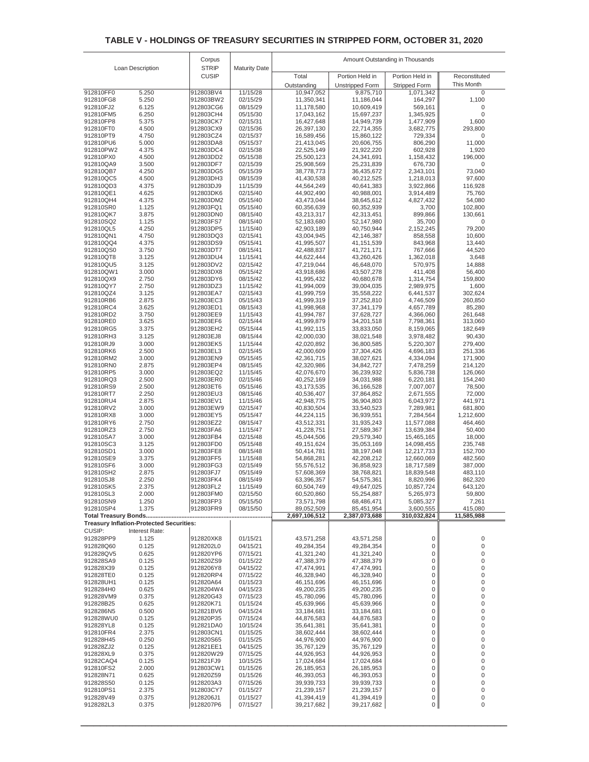# TABLE V - HOLDINGS OF TREASURY SECURITIES IN STRIPPED FORM, OCTOBER 31, 2020

| Loan Description | | Corpus STRIP CUSIP | Maturity Date | Amount Outstanding in Thousands | | | |
|---|---|---|---|---|---|---|---|
| | | | | Total Outstanding | Portion Held in Unstripped Form | Portion Held in Stripped Form | Reconstituted This Month |
| 912810FF0 | 5.250 | 912803BV4 | 11/15/28 | 10,947,052 | 9,875,710 | 1,071,342 | 0 |
| 912810FG8 | 5.250 | 912803BW2 | 02/15/29 | 11,350,341 | 11,186,044 | 164,297 | 1,100 |
| 912810FJ2 | 6.125 | 912803CG6 | 08/15/29 | 11,178,580 | 10,609,419 | 569,161 | 0 |
| 912810FM5 | 6.250 | 912803CH4 | 05/15/30 | 17,043,162 | 15,697,237 | 1,345,925 | 0 |
| 912810FP8 | 5.375 | 912803CK7 | 02/15/31 | 16,427,648 | 14,949,739 | 1,477,909 | 1,600 |
| 912810FT0 | 4.500 | 912803CX9 | 02/15/36 | 26,397,130 | 22,714,355 | 3,682,775 | 293,800 |
| 912810PT9 | 4.750 | 912803CZ4 | 02/15/37 | 16,589,456 | 15,860,122 | 729,334 | 0 |
| 912810PU6 | 5.000 | 912803DA8 | 05/15/37 | 21,413,045 | 20,606,755 | 806,290 | 11,000 |
| 912810PW2 | 4.375 | 912803DC4 | 02/15/38 | 22,525,149 | 21,922,220 | 602,928 | 1,920 |
| 912810PX0 | 4.500 | 912803DD2 | 05/15/38 | 25,500,123 | 24,341,691 | 1,158,432 | 196,000 |
| 912810QA9 | 3.500 | 912803DF7 | 02/15/39 | 25,908,569 | 25,231,839 | 676,730 | 0 |
| 912810QB7 | 4.250 | 912803DG5 | 05/15/39 | 38,778,773 | 36,435,672 | 2,343,101 | 73,040 |
| 912810QC5 | 4.500 | 912803DH3 | 08/15/39 | 41,430,538 | 40,212,525 | 1,218,013 | 97,600 |
| 912810QD3 | 4.375 | 912803DJ9 | 11/15/39 | 44,564,249 | 40,641,383 | 3,922,866 | 116,928 |
| 912810QE1 | 4.625 | 912803DK6 | 02/15/40 | 44,902,490 | 40,988,001 | 3,914,489 | 75,760 |
| 912810QH4 | 4.375 | 912803DM2 | 05/15/40 | 43,473,044 | 38,645,612 | 4,827,432 | 54,080 |
| 912810SR0 | 1.125 | 912803FQ1 | 05/15/40 | 60,356,639 | 60,352,939 | 3,700 | 102,800 |
| 912810QK7 | 3.875 | 912803DN0 | 08/15/40 | 43,213,317 | 42,313,451 | 899,866 | 130,661 |
| 912810SQ2 | 1.125 | 912803FS7 | 08/15/40 | 52,183,680 | 52,147,980 | 35,700 | 0 |
| 912810QL5 | 4.250 | 912803DP5 | 11/15/40 | 42,903,189 | 40,750,944 | 2,152,245 | 79,200 |
| 912810QN1 | 4.750 | 912803DQ3 | 02/15/41 | 43,004,945 | 42,146,387 | 858,558 | 10,600 |
| 912810QQ4 | 4.375 | 912803DS9 | 05/15/41 | 41,995,507 | 41,151,539 | 843,968 | 13,440 |
| 912810QS0 | 3.750 | 912803DT7 | 08/15/41 | 42,488,837 | 41,721,171 | 767,666 | 44,520 |
| 912810QT8 | 3.125 | 912803DU4 | 11/15/41 | 44,622,444 | 43,260,426 | 1,362,018 | 3,648 |
| 912810QU5 | 3.125 | 912803DV2 | 02/15/42 | 47,219,044 | 46,648,070 | 570,975 | 14,888 |
| 912810QW1 | 3.000 | 912803DX8 | 05/15/42 | 43,918,686 | 43,507,278 | 411,408 | 56,400 |
| 912810QX9 | 2.750 | 912803DY6 | 08/15/42 | 41,995,432 | 40,680,678 | 1,314,754 | 159,800 |
| 912810QY7 | 2.750 | 912803DZ3 | 11/15/42 | 41,994,009 | 39,004,035 | 2,989,975 | 1,600 |
| 912810QZ4 | 3.125 | 912803EA7 | 02/15/43 | 41,999,759 | 35,558,222 | 6,441,537 | 302,624 |
| 912810RB6 | 2.875 | 912803EC3 | 05/15/43 | 41,999,319 | 37,252,810 | 4,746,509 | 260,850 |
| 912810RC4 | 3.625 | 912803ED1 | 08/15/43 | 41,998,968 | 37,341,179 | 4,657,789 | 85,280 |
| 912810RD2 | 3.750 | 912803EE9 | 11/15/43 | 41,994,787 | 37,628,727 | 4,366,060 | 261,648 |
| 912810RE0 | 3.625 | 912803EF6 | 02/15/44 | 41,999,879 | 34,201,518 | 7,798,361 | 313,060 |
| 912810RG5 | 3.375 | 912803EH2 | 05/15/44 | 41,992,115 | 33,833,050 | 8,159,065 | 182,649 |
| 912810RH3 | 3.125 | 912803EJ8 | 08/15/44 | 42,000,030 | 38,021,548 | 3,978,482 | 90,430 |
| 912810RJ9 | 3.000 | 912803EK5 | 11/15/44 | 42,020,892 | 36,800,585 | 5,220,307 | 279,400 |
| 912810RK6 | 2.500 | 912803EL3 | 02/15/45 | 42,000,609 | 37,304,426 | 4,696,183 | 251,336 |
| 912810RM2 | 3.000 | 912803EN9 | 05/15/45 | 42,361,715 | 38,027,621 | 4,334,094 | 171,900 |
| 912810RN0 | 2.875 | 912803EP4 | 08/15/45 | 42,320,986 | 34,842,727 | 7,478,259 | 214,120 |
| 912810RP5 | 3.000 | 912803EQ2 | 11/15/45 | 42,076,670 | 36,239,932 | 5,836,738 | 126,060 |
| 912810RQ3 | 2.500 | 912803ER0 | 02/15/46 | 40,252,169 | 34,031,988 | 6,220,181 | 154,240 |
| 912810RS9 | 2.500 | 912803ET6 | 05/15/46 | 43,173,535 | 36,166,528 | 7,007,007 | 78,500 |
| 912810RT7 | 2.250 | 912803EU3 | 08/15/46 | 40,536,407 | 37,864,852 | 2,671,555 | 72,000 |
| 912810RU4 | 2.875 | 912803EV1 | 11/15/46 | 42,948,775 | 36,904,803 | 6,043,972 | 441,971 |
| 912810RV2 | 3.000 | 912803EW9 | 02/15/47 | 40,830,504 | 33,540,523 | 7,289,981 | 681,800 |
| 912810RX8 | 3.000 | 912803EY5 | 05/15/47 | 44,224,115 | 36,939,551 | 7,284,564 | 1,212,600 |
| 912810RY6 | 2.750 | 912803EZ2 | 08/15/47 | 43,512,331 | 31,935,243 | 11,577,088 | 464,460 |
| 912810RZ3 | 2.750 | 912803FA6 | 11/15/47 | 41,228,751 | 27,589,367 | 13,639,384 | 50,400 |
| 912810SA7 | 3.000 | 912803FB4 | 02/15/48 | 45,044,506 | 29,579,340 | 15,465,165 | 18,000 |
| 912810SC3 | 3.125 | 912803FD0 | 05/15/48 | 49,151,624 | 35,053,169 | 14,098,455 | 235,748 |
| 912810SD1 | 3.000 | 912803FE8 | 08/15/48 | 50,414,781 | 38,197,048 | 12,217,733 | 152,700 |
| 912810SE9 | 3.375 | 912803FF5 | 11/15/48 | 54,868,281 | 42,208,212 | 12,660,069 | 482,560 |
| 912810SF6 | 3.000 | 912803FG3 | 02/15/49 | 55,576,512 | 36,858,923 | 18,717,589 | 387,000 |
| 912810SH2 | 2.875 | 912803FJ7 | 05/15/49 | 57,608,369 | 38,768,821 | 18,839,548 | 483,110 |
| 912810SJ8 | 2.250 | 912803FK4 | 08/15/49 | 63,396,357 | 54,575,361 | 8,820,996 | 862,320 |
| 912810SK5 | 2.375 | 912803FL2 | 11/15/49 | 60,504,749 | 49,647,025 | 10,857,724 | 643,120 |
| 912810SL3 | 2.000 | 912803FM0 | 02/15/50 | 60,520,860 | 55,254,887 | 5,265,973 | 59,800 |
| 912810SN9 | 1.250 | 912803FP3 | 05/15/50 | 73,571,798 | 68,486,471 | 5,085,327 | 7,261 |
| 912810SP4 | 1.375 | 912803FR9 | 08/15/50 | 89,052,509 | 85,451,954 | 3,600,555 | 415,080 |
| **Total Treasury Bonds** | | | | **2,697,106,512** | **2,387,073,688** | **310,032,824** | **11,585,988** |
| **Treasury Inflation-Protected Securities:** | | | | | | | |
| CUSIP: | Interest Rate: | | | | | | |
| 912828PP9 | 1.125 | 912820XK8 | 01/15/21 | 43,571,258 | 43,571,258 | 0 | 0 |
| 912828Q60 | 0.125 | 9128202L0 | 04/15/21 | 49,284,354 | 49,284,354 | 0 | 0 |
| 912828QV5 | 0.625 | 912820YP6 | 07/15/21 | 41,321,240 | 41,321,240 | 0 | 0 |
| 912828SA9 | 0.125 | 912820ZS9 | 01/15/22 | 47,388,379 | 47,388,379 | 0 | 0 |
| 912828X39 | 0.125 | 9128206Y8 | 04/15/22 | 47,474,991 | 47,474,991 | 0 | 0 |
| 912828TE0 | 0.125 | 912820RP4 | 07/15/22 | 46,328,940 | 46,328,940 | 0 | 0 |
| 912828UH1 | 0.125 | 912820A64 | 01/15/23 | 46,151,696 | 46,151,696 | 0 | 0 |
| 9128284H0 | 0.625 | 9128204W4 | 04/15/23 | 49,200,235 | 49,200,235 | 0 | 0 |
| 912828VM9 | 0.375 | 912820G43 | 07/15/23 | 45,780,096 | 45,780,096 | 0 | 0 |
| 912828B25 | 0.625 | 912820K71 | 01/15/24 | 45,639,966 | 45,639,966 | 0 | 0 |
| 9128286N5 | 0.500 | 912821BV6 | 04/15/24 | 33,184,681 | 33,184,681 | 0 | 0 |
| 912828WU0 | 0.125 | 912820P35 | 07/15/24 | 44,876,583 | 44,876,583 | 0 | 0 |
| 912828YL8 | 0.125 | 912821DA0 | 10/15/24 | 35,641,381 | 35,641,381 | 0 | 0 |
| 912810FR4 | 2.375 | 912803CN1 | 01/15/25 | 38,602,444 | 38,602,444 | 0 | 0 |
| 912828H45 | 0.250 | 912820S65 | 01/15/25 | 44,976,900 | 44,976,900 | 0 | 0 |
| 912828ZJ2 | 0.125 | 912821EE1 | 04/15/25 | 35,767,129 | 35,767,129 | 0 | 0 |
| 912828XL9 | 0.375 | 912820W29 | 07/15/25 | 44,926,953 | 44,926,953 | 0 | 0 |
| 91282CAQ4 | 0.125 | 912821FJ9 | 10/15/25 | 17,024,684 | 17,024,684 | 0 | 0 |
| 912810FS2 | 2.000 | 912803CW1 | 01/15/26 | 26,185,953 | 26,185,953 | 0 | 0 |
| 912828N71 | 0.625 | 912820Z59 | 01/15/26 | 46,393,053 | 46,393,053 | 0 | 0 |
| 912828S50 | 0.125 | 9128203A3 | 07/15/26 | 39,939,733 | 39,939,733 | 0 | 0 |
| 912810PS1 | 2.375 | 912803CY7 | 01/15/27 | 21,239,157 | 21,239,157 | 0 | 0 |
| 912828V49 | 0.375 | 9128206J1 | 01/15/27 | 41,394,419 | 41,394,419 | 0 | 0 |
| 9128282L3 | 0.375 | 9128207P6 | 07/15/27 | 39,217,682 | 39,217,682 | 0 | 0 |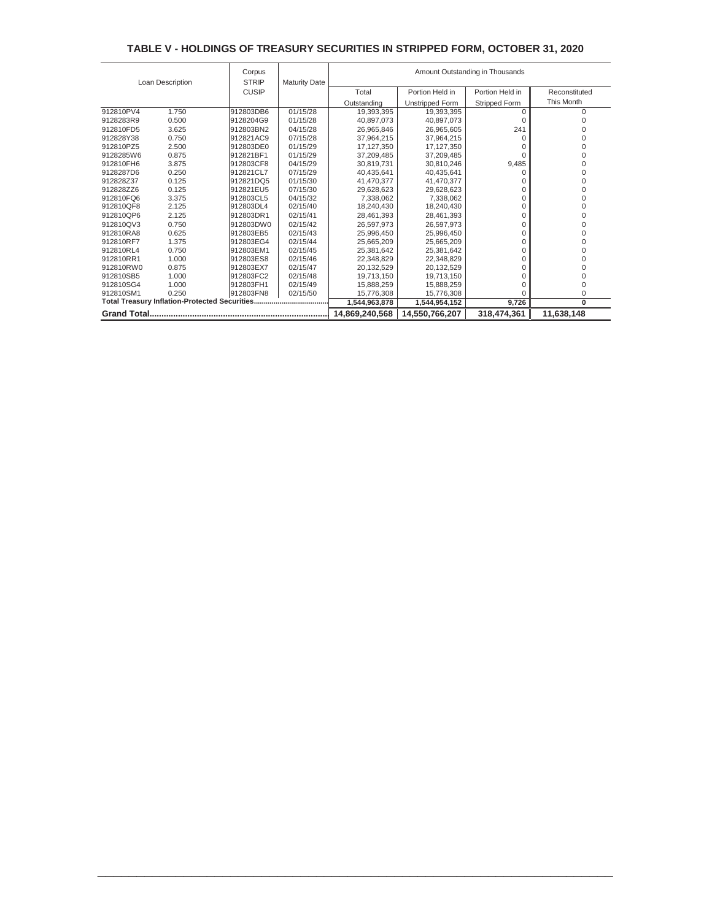## TABLE V - HOLDINGS OF TREASURY SECURITIES IN STRIPPED FORM, OCTOBER 31, 2020

| Loan Description | | Corpus STRIP CUSIP | Maturity Date | Amount Outstanding in Thousands | | | |
|---|---|---|---|---|---|---|---|
| | | | | Total Outstanding | Portion Held in Unstripped Form | Portion Held in Stripped Form | Reconstituted This Month |
| 912810PV4 | 1.750 | 912803DB6 | 01/15/28 | 19,393,395 | 19,393,395 | 0 | 0 |
| 9128283R9 | 0.500 | 9128204G9 | 01/15/28 | 40,897,073 | 40,897,073 | 0 | 0 |
| 912810FD5 | 3.625 | 912803BN2 | 04/15/28 | 26,965,846 | 26,965,605 | 241 | 0 |
| 912828Y38 | 0.750 | 912821AC9 | 07/15/28 | 37,964,215 | 37,964,215 | 0 | 0 |
| 912810PZ5 | 2.500 | 912803DE0 | 01/15/29 | 17,127,350 | 17,127,350 | 0 | 0 |
| 9128285W6 | 0.875 | 912821BF1 | 01/15/29 | 37,209,485 | 37,209,485 | 0 | 0 |
| 912810FH6 | 3.875 | 912803CF8 | 04/15/29 | 30,819,731 | 30,810,246 | 9,485 | 0 |
| 9128287D6 | 0.250 | 912821CL7 | 07/15/29 | 40,435,641 | 40,435,641 | 0 | 0 |
| 912828Z37 | 0.125 | 912821DQ5 | 01/15/30 | 41,470,377 | 41,470,377 | 0 | 0 |
| 912828ZZ6 | 0.125 | 912821EU5 | 07/15/30 | 29,628,623 | 29,628,623 | 0 | 0 |
| 912810FQ6 | 3.375 | 912803CL5 | 04/15/32 | 7,338,062 | 7,338,062 | 0 | 0 |
| 912810QF8 | 2.125 | 912803DL4 | 02/15/40 | 18,240,430 | 18,240,430 | 0 | 0 |
| 912810QP6 | 2.125 | 912803DR1 | 02/15/41 | 28,461,393 | 28,461,393 | 0 | 0 |
| 912810QV3 | 0.750 | 912803DW0 | 02/15/42 | 26,597,973 | 26,597,973 | 0 | 0 |
| 912810RA8 | 0.625 | 912803EB5 | 02/15/43 | 25,996,450 | 25,996,450 | 0 | 0 |
| 912810RF7 | 1.375 | 912803EG4 | 02/15/44 | 25,665,209 | 25,665,209 | 0 | 0 |
| 912810RL4 | 0.750 | 912803EM1 | 02/15/45 | 25,381,642 | 25,381,642 | 0 | 0 |
| 912810RR1 | 1.000 | 912803ES8 | 02/15/46 | 22,348,829 | 22,348,829 | 0 | 0 |
| 912810RW0 | 0.875 | 912803EX7 | 02/15/47 | 20,132,529 | 20,132,529 | 0 | 0 |
| 912810SB5 | 1.000 | 912803FC2 | 02/15/48 | 19,713,150 | 19,713,150 | 0 | 0 |
| 912810SG4 | 1.000 | 912803FH1 | 02/15/49 | 15,888,259 | 15,888,259 | 0 | 0 |
| 912810SM1 | 0.250 | 912803FN8 | 02/15/50 | 15,776,308 | 15,776,308 | 0 | 0 |
| **Total Treasury Inflation-Protected Securities....................................** | | | | **1,544,963,878** | **1,544,954,152** | **9,726** | **0** |
| **Grand Total............................................................................** | | | | **14,869,240,568** | **14,550,766,207** | **318,474,361** | **11,638,148** |